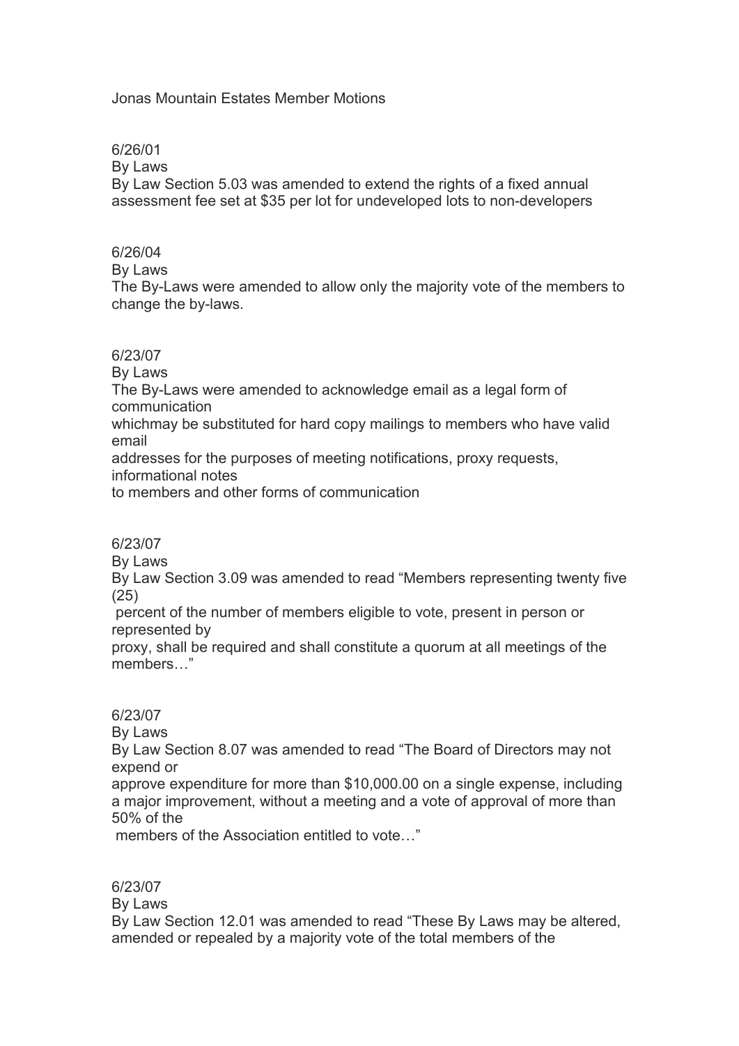Jonas Mountain Estates Member Motions

6/26/01
By Laws
By Law Section 5.03 was amended to extend the rights of a fixed annual assessment fee set at $35 per lot for undeveloped lots to non-developers

6/26/04
By Laws
The By-Laws were amended to allow only the majority vote of the members to change the by-laws.

6/23/07
By Laws
The By-Laws were amended to acknowledge email as a legal form of communication
whichmay be substituted for hard copy mailings to members who have valid email
addresses for the purposes of meeting notifications, proxy requests, informational notes
to members and other forms of communication

6/23/07
By Laws
By Law Section 3.09 was amended to read "Members representing twenty five (25)
percent of the number of members eligible to vote, present in person or represented by
proxy, shall be required and shall constitute a quorum at all meetings of the members…"

6/23/07
By Laws
By Law Section 8.07 was amended to read "The Board of Directors may not expend or
approve expenditure for more than $10,000.00 on a single expense, including a major improvement, without a meeting and a vote of approval of more than 50% of the
members of the Association entitled to vote…"

6/23/07
By Laws
By Law Section 12.01 was amended to read "These By Laws may be altered, amended or repealed by a majority vote of the total members of the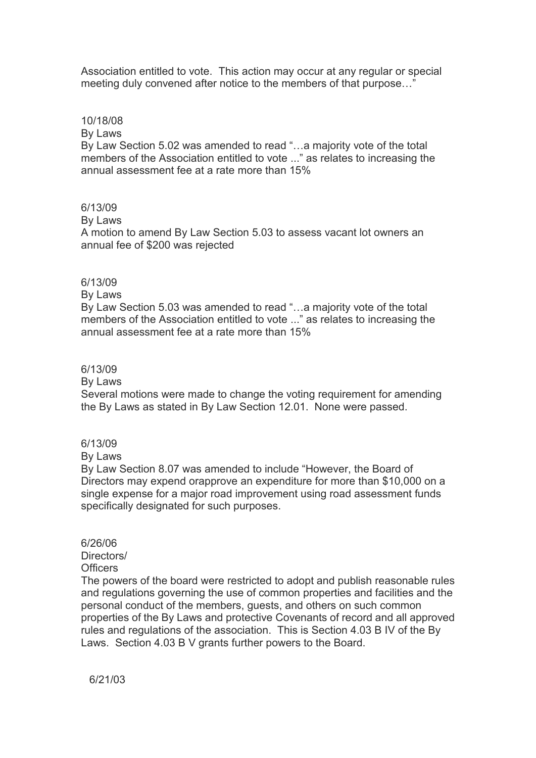Association entitled to vote. This action may occur at any regular or special meeting duly convened after notice to the members of that purpose…"

10/18/08

By Laws

By Law Section 5.02 was amended to read "…a majority vote of the total members of the Association entitled to vote ..." as relates to increasing the annual assessment fee at a rate more than 15%

6/13/09

By Laws

A motion to amend By Law Section 5.03 to assess vacant lot owners an annual fee of $200 was rejected

6/13/09

By Laws

By Law Section 5.03 was amended to read "…a majority vote of the total members of the Association entitled to vote ..." as relates to increasing the annual assessment fee at a rate more than 15%

6/13/09

By Laws

Several motions were made to change the voting requirement for amending the By Laws as stated in By Law Section 12.01. None were passed.

6/13/09

By Laws

By Law Section 8.07 was amended to include "However, the Board of Directors may expend orapprove an expenditure for more than $10,000 on a single expense for a major road improvement using road assessment funds specifically designated for such purposes.

6/26/06

Directors/
Officers

The powers of the board were restricted to adopt and publish reasonable rules and regulations governing the use of common properties and facilities and the personal conduct of the members, guests, and others on such common properties of the By Laws and protective Covenants of record and all approved rules and regulations of the association. This is Section 4.03 B IV of the By Laws. Section 4.03 B V grants further powers to the Board.

6/21/03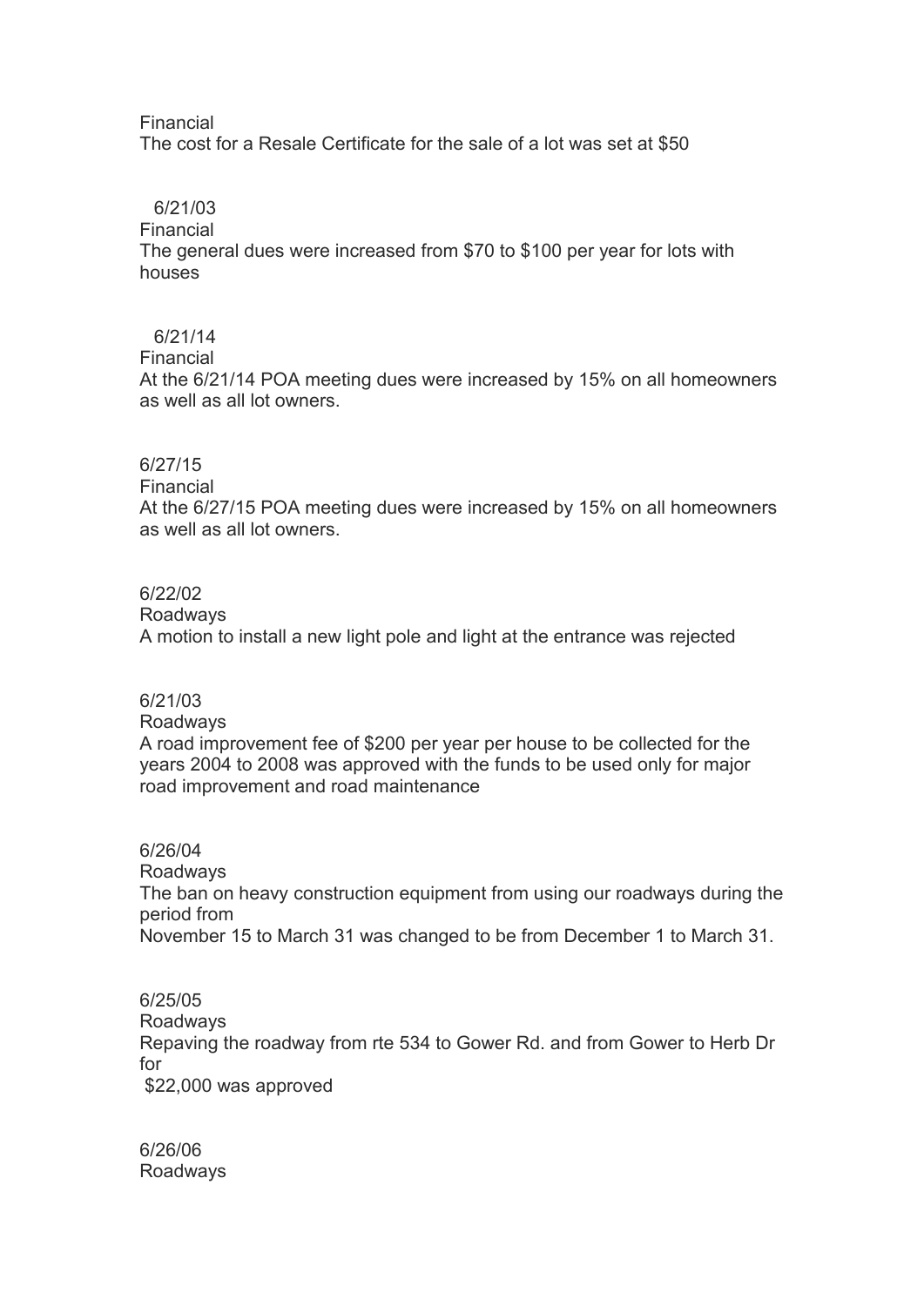Financial
The cost for a Resale Certificate for the sale of a lot was set at $50

6/21/03
Financial
The general dues were increased from $70 to $100 per year for lots with houses

6/21/14
Financial
At the 6/21/14 POA meeting dues were increased by 15% on all homeowners as well as all lot owners.

6/27/15
Financial
At the 6/27/15 POA meeting dues were increased by 15% on all homeowners as well as all lot owners.

6/22/02
Roadways
A motion to install a new light pole and light at the entrance was rejected

6/21/03
Roadways
A road improvement fee of $200 per year per house to be collected for the years 2004 to 2008 was approved with the funds to be used only for major road improvement and road maintenance

6/26/04
Roadways
The ban on heavy construction equipment from using our roadways during the period from
November 15 to March 31 was changed to be from December 1 to March 31.

6/25/05
Roadways
Repaving the roadway from rte 534 to Gower Rd. and from Gower to Herb Dr for
$22,000 was approved

6/26/06
Roadways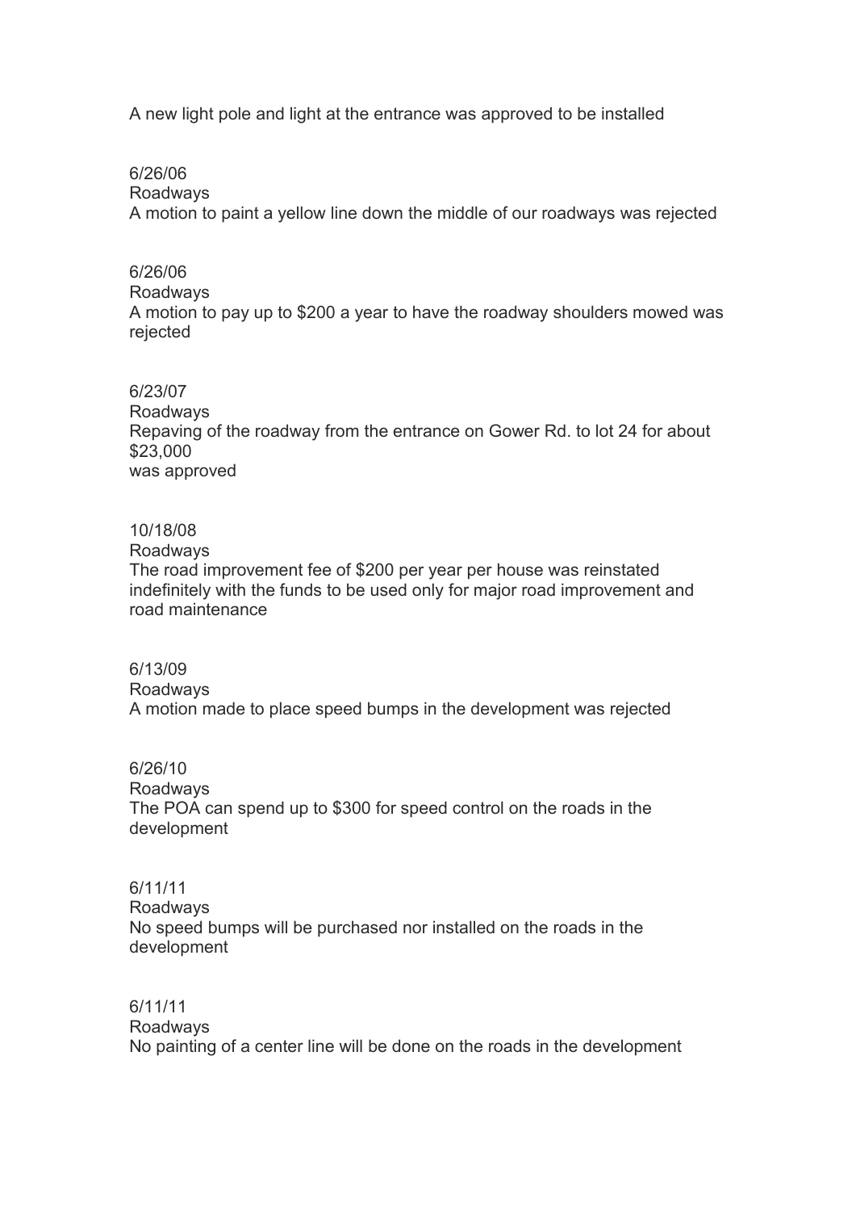A new light pole and light at the entrance was approved to be installed

6/26/06
Roadways
A motion to paint a yellow line down the middle of our roadways was rejected

6/26/06
Roadways
A motion to pay up to $200 a year to have the roadway shoulders mowed was rejected

6/23/07
Roadways
Repaving of the roadway from the entrance on Gower Rd. to lot 24 for about $23,000
was approved

10/18/08
Roadways
The road improvement fee of $200 per year per house was reinstated indefinitely with the funds to be used only for major road improvement and road maintenance

6/13/09
Roadways
A motion made to place speed bumps in the development was rejected

6/26/10
Roadways
The POA can spend up to $300 for speed control on the roads in the development

6/11/11
Roadways
No speed bumps will be purchased nor installed on the roads in the development

6/11/11
Roadways
No painting of a center line will be done on the roads in the development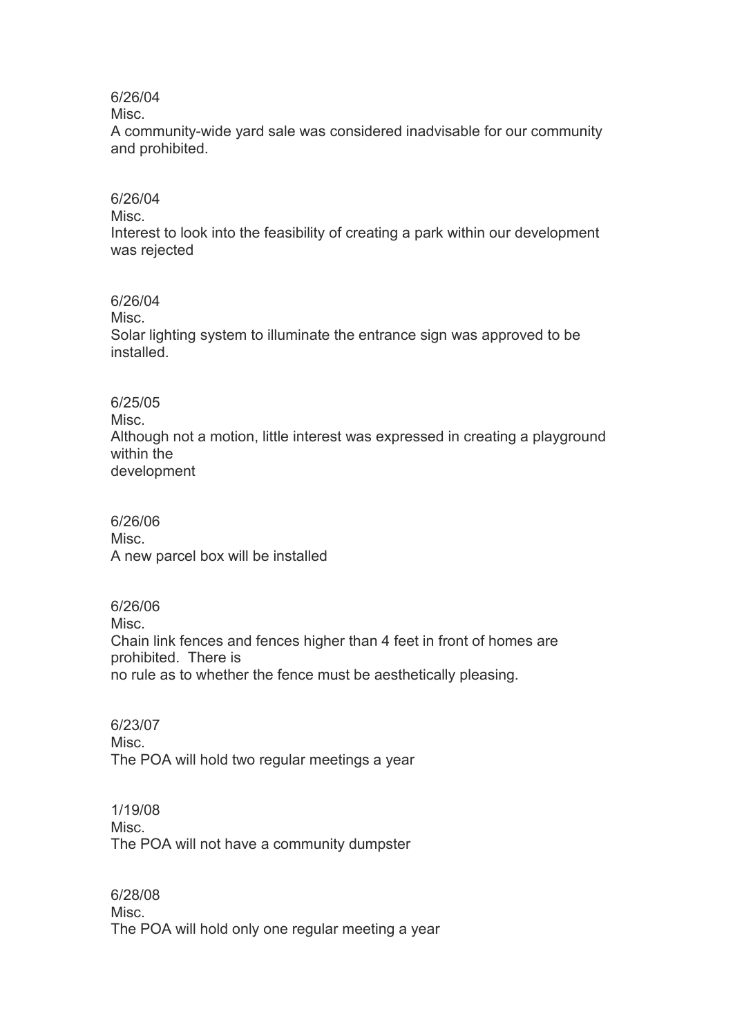6/26/04
Misc.
A community-wide yard sale was considered inadvisable for our community and prohibited.

6/26/04
Misc.
Interest to look into the feasibility of creating a park within our development was rejected

6/26/04
Misc.
Solar lighting system to illuminate the entrance sign was approved to be installed.

6/25/05
Misc.
Although not a motion, little interest was expressed in creating a playground within the development

6/26/06
Misc.
A new parcel box will be installed

6/26/06
Misc.
Chain link fences and fences higher than 4 feet in front of homes are prohibited. There is no rule as to whether the fence must be aesthetically pleasing.

6/23/07
Misc.
The POA will hold two regular meetings a year

1/19/08
Misc.
The POA will not have a community dumpster

6/28/08
Misc.
The POA will hold only one regular meeting a year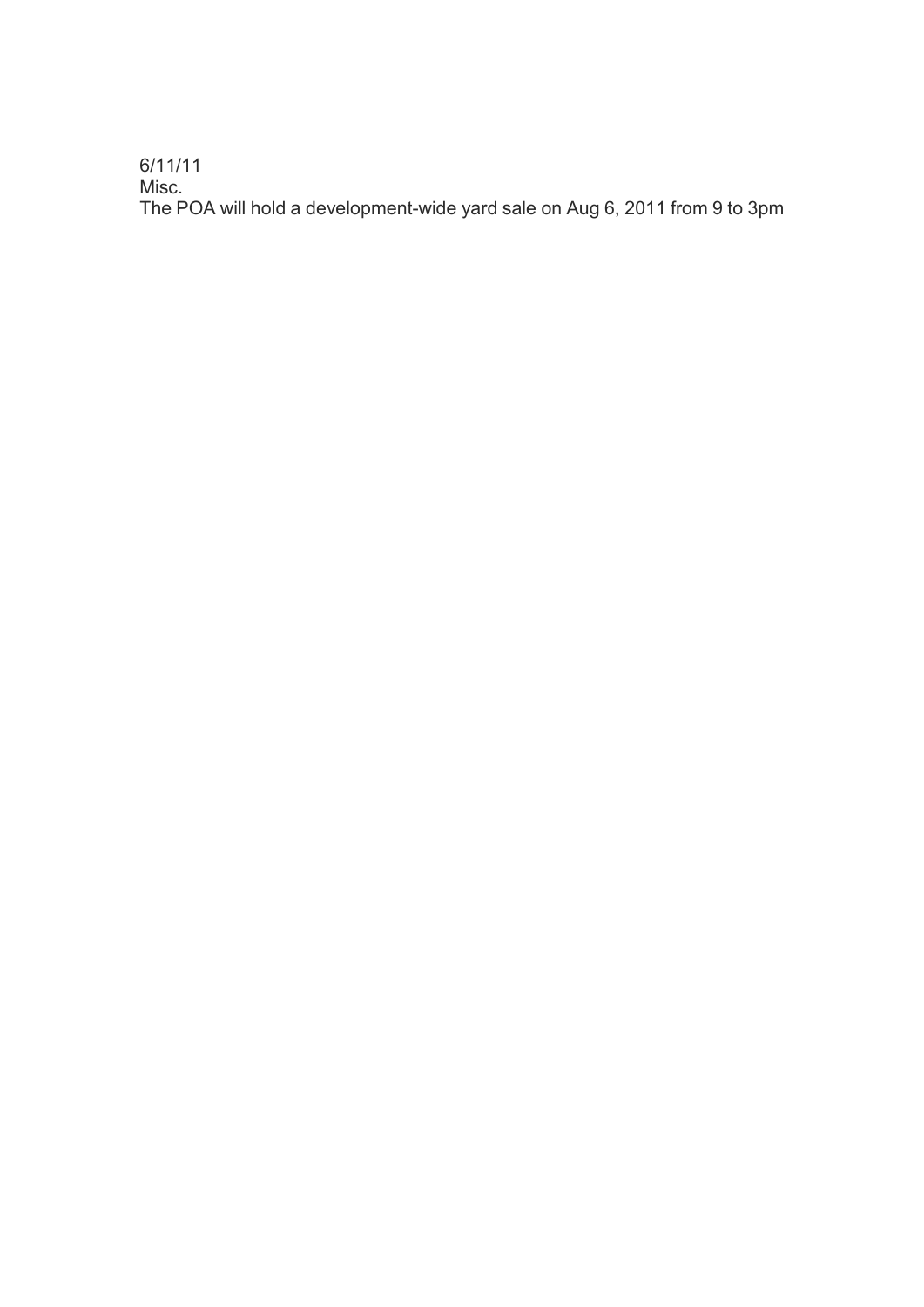6/11/11
Misc.
The POA will hold a development-wide yard sale on Aug 6, 2011 from 9 to 3pm